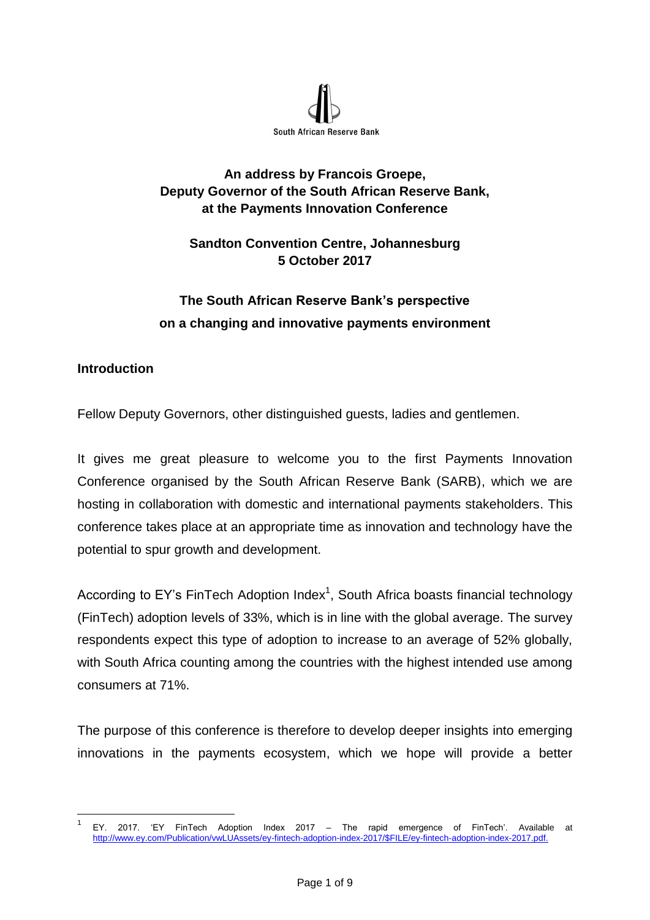South African Reserve Bank

**An address by Francois Groepe, Deputy Governor of the South African Reserve Bank, at the Payments Innovation Conference**

**Sandton Convention Centre, Johannesburg**
**5 October 2017**

# The South African Reserve Bank's perspective on a changing and innovative payments environment

## Introduction

Fellow Deputy Governors, other distinguished guests, ladies and gentlemen.

It gives me great pleasure to welcome you to the first Payments Innovation Conference organised by the South African Reserve Bank (SARB), which we are hosting in collaboration with domestic and international payments stakeholders. This conference takes place at an appropriate time as innovation and technology have the potential to spur growth and development.

According to EY's FinTech Adoption Index[1], South Africa boasts financial technology (FinTech) adoption levels of 33%, which is in line with the global average. The survey respondents expect this type of adoption to increase to an average of 52% globally, with South Africa counting among the countries with the highest intended use among consumers at 71%.

The purpose of this conference is therefore to develop deeper insights into emerging innovations in the payments ecosystem, which we hope will provide a better

---

[1] EY. 2017. 'EY FinTech Adoption Index 2017 – The rapid emergence of FinTech'. Available at http://www.ey.com/Publication/vwLUAssets/ey-fintech-adoption-index-2017/$FILE/ey-fintech-adoption-index-2017.pdf.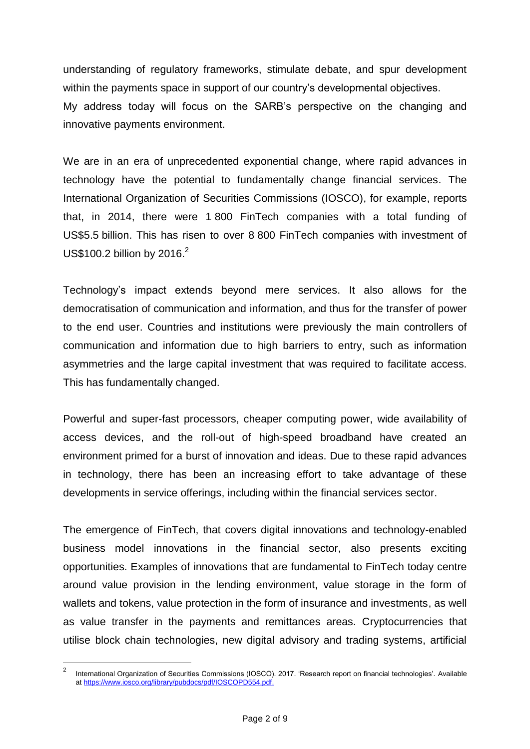understanding of regulatory frameworks, stimulate debate, and spur development within the payments space in support of our country's developmental objectives.
My address today will focus on the SARB's perspective on the changing and innovative payments environment.

We are in an era of unprecedented exponential change, where rapid advances in technology have the potential to fundamentally change financial services. The International Organization of Securities Commissions (IOSCO), for example, reports that, in 2014, there were 1 800 FinTech companies with a total funding of US$5.5 billion. This has risen to over 8 800 FinTech companies with investment of US$100.2 billion by 2016.[2]

Technology's impact extends beyond mere services. It also allows for the democratisation of communication and information, and thus for the transfer of power to the end user. Countries and institutions were previously the main controllers of communication and information due to high barriers to entry, such as information asymmetries and the large capital investment that was required to facilitate access. This has fundamentally changed.

Powerful and super-fast processors, cheaper computing power, wide availability of access devices, and the roll-out of high-speed broadband have created an environment primed for a burst of innovation and ideas. Due to these rapid advances in technology, there has been an increasing effort to take advantage of these developments in service offerings, including within the financial services sector.

The emergence of FinTech, that covers digital innovations and technology-enabled business model innovations in the financial sector, also presents exciting opportunities. Examples of innovations that are fundamental to FinTech today centre around value provision in the lending environment, value storage in the form of wallets and tokens, value protection in the form of insurance and investments, as well as value transfer in the payments and remittances areas. Cryptocurrencies that utilise block chain technologies, new digital advisory and trading systems, artificial

[2] International Organization of Securities Commissions (IOSCO). 2017. 'Research report on financial technologies'. Available at https://www.iosco.org/library/pubdocs/pdf/IOSCOPD554.pdf.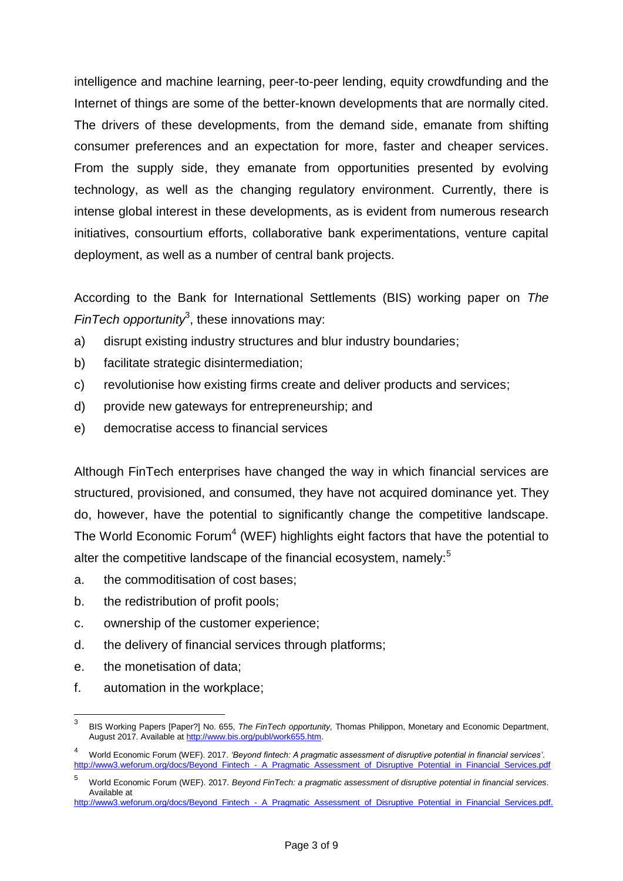intelligence and machine learning, peer-to-peer lending, equity crowdfunding and the Internet of things are some of the better-known developments that are normally cited. The drivers of these developments, from the demand side, emanate from shifting consumer preferences and an expectation for more, faster and cheaper services. From the supply side, they emanate from opportunities presented by evolving technology, as well as the changing regulatory environment. Currently, there is intense global interest in these developments, as is evident from numerous research initiatives, consourtium efforts, collaborative bank experimentations, venture capital deployment, as well as a number of central bank projects.

According to the Bank for International Settlements (BIS) working paper on *The FinTech opportunity*[3], these innovations may:

a) disrupt existing industry structures and blur industry boundaries;
b) facilitate strategic disintermediation;
c) revolutionise how existing firms create and deliver products and services;
d) provide new gateways for entrepreneurship; and
e) democratise access to financial services

Although FinTech enterprises have changed the way in which financial services are structured, provisioned, and consumed, they have not acquired dominance yet. They do, however, have the potential to significantly change the competitive landscape. The World Economic Forum[4] (WEF) highlights eight factors that have the potential to alter the competitive landscape of the financial ecosystem, namely:[5]

a. the commoditisation of cost bases;
b. the redistribution of profit pools;
c. ownership of the customer experience;
d. the delivery of financial services through platforms;
e. the monetisation of data;
f. automation in the workplace;

---

[3] BIS Working Papers [Paper?] No. 655, *The FinTech opportunity,* Thomas Philippon, Monetary and Economic Department, August 2017. Available at http://www.bis.org/publ/work655.htm.

[4] World Economic Forum (WEF). 2017. *'Beyond fintech: A pragmatic assessment of disruptive potential in financial services'*. http://www3.weforum.org/docs/Beyond_Fintech_-_A_Pragmatic_Assessment_of_Disruptive_Potential_in_Financial_Services.pdf

[5] World Economic Forum (WEF). 2017. *Beyond FinTech: a pragmatic assessment of disruptive potential in financial services*. Available at http://www3.weforum.org/docs/Beyond_Fintech_-_A_Pragmatic_Assessment_of_Disruptive_Potential_in_Financial_Services.pdf.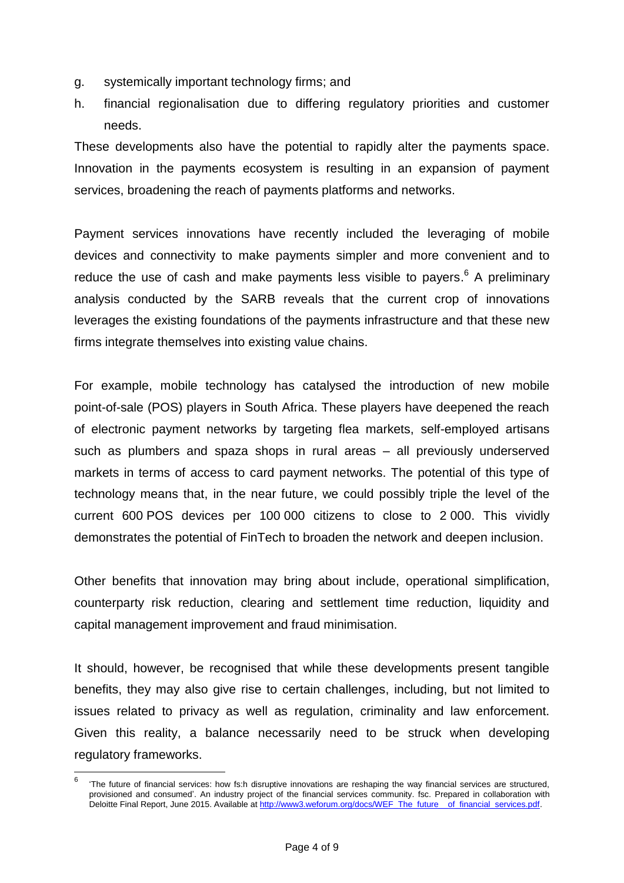g. systemically important technology firms; and

h. financial regionalisation due to differing regulatory priorities and customer needs.

These developments also have the potential to rapidly alter the payments space. Innovation in the payments ecosystem is resulting in an expansion of payment services, broadening the reach of payments platforms and networks.

Payment services innovations have recently included the leveraging of mobile devices and connectivity to make payments simpler and more convenient and to reduce the use of cash and make payments less visible to payers.[6] A preliminary analysis conducted by the SARB reveals that the current crop of innovations leverages the existing foundations of the payments infrastructure and that these new firms integrate themselves into existing value chains.

For example, mobile technology has catalysed the introduction of new mobile point-of-sale (POS) players in South Africa. These players have deepened the reach of electronic payment networks by targeting flea markets, self-employed artisans such as plumbers and spaza shops in rural areas – all previously underserved markets in terms of access to card payment networks. The potential of this type of technology means that, in the near future, we could possibly triple the level of the current 600 POS devices per 100 000 citizens to close to 2 000. This vividly demonstrates the potential of FinTech to broaden the network and deepen inclusion.

Other benefits that innovation may bring about include, operational simplification, counterparty risk reduction, clearing and settlement time reduction, liquidity and capital management improvement and fraud minimisation.

It should, however, be recognised that while these developments present tangible benefits, they may also give rise to certain challenges, including, but not limited to issues related to privacy as well as regulation, criminality and law enforcement. Given this reality, a balance necessarily need to be struck when developing regulatory frameworks.

---

[6] 'The future of financial services: how fs:h disruptive innovations are reshaping the way financial services are structured, provisioned and consumed'. An industry project of the financial services community. fsc. Prepared in collaboration with Deloitte Final Report, June 2015. Available at http://www3.weforum.org/docs/WEF_The_future__of_financial_services.pdf.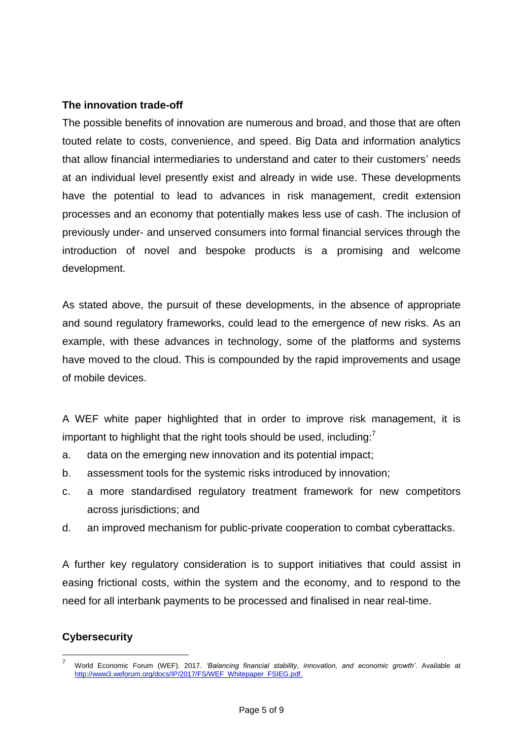**The innovation trade-off**

The possible benefits of innovation are numerous and broad, and those that are often touted relate to costs, convenience, and speed. Big Data and information analytics that allow financial intermediaries to understand and cater to their customers' needs at an individual level presently exist and already in wide use. These developments have the potential to lead to advances in risk management, credit extension processes and an economy that potentially makes less use of cash. The inclusion of previously under- and unserved consumers into formal financial services through the introduction of novel and bespoke products is a promising and welcome development.

As stated above, the pursuit of these developments, in the absence of appropriate and sound regulatory frameworks, could lead to the emergence of new risks. As an example, with these advances in technology, some of the platforms and systems have moved to the cloud. This is compounded by the rapid improvements and usage of mobile devices.

A WEF white paper highlighted that in order to improve risk management, it is important to highlight that the right tools should be used, including:[7]

a. data on the emerging new innovation and its potential impact;
b. assessment tools for the systemic risks introduced by innovation;
c. a more standardised regulatory treatment framework for new competitors across jurisdictions; and
d. an improved mechanism for public-private cooperation to combat cyberattacks.

A further key regulatory consideration is to support initiatives that could assist in easing frictional costs, within the system and the economy, and to respond to the need for all interbank payments to be processed and finalised in near real-time.

**Cybersecurity**

[7] World Economic Forum (WEF). 2017. *'Balancing financial stability, innovation, and economic growth'*. Available at http://www3.weforum.org/docs/IP/2017/FS/WEF_Whitepaper_FSIEG.pdf.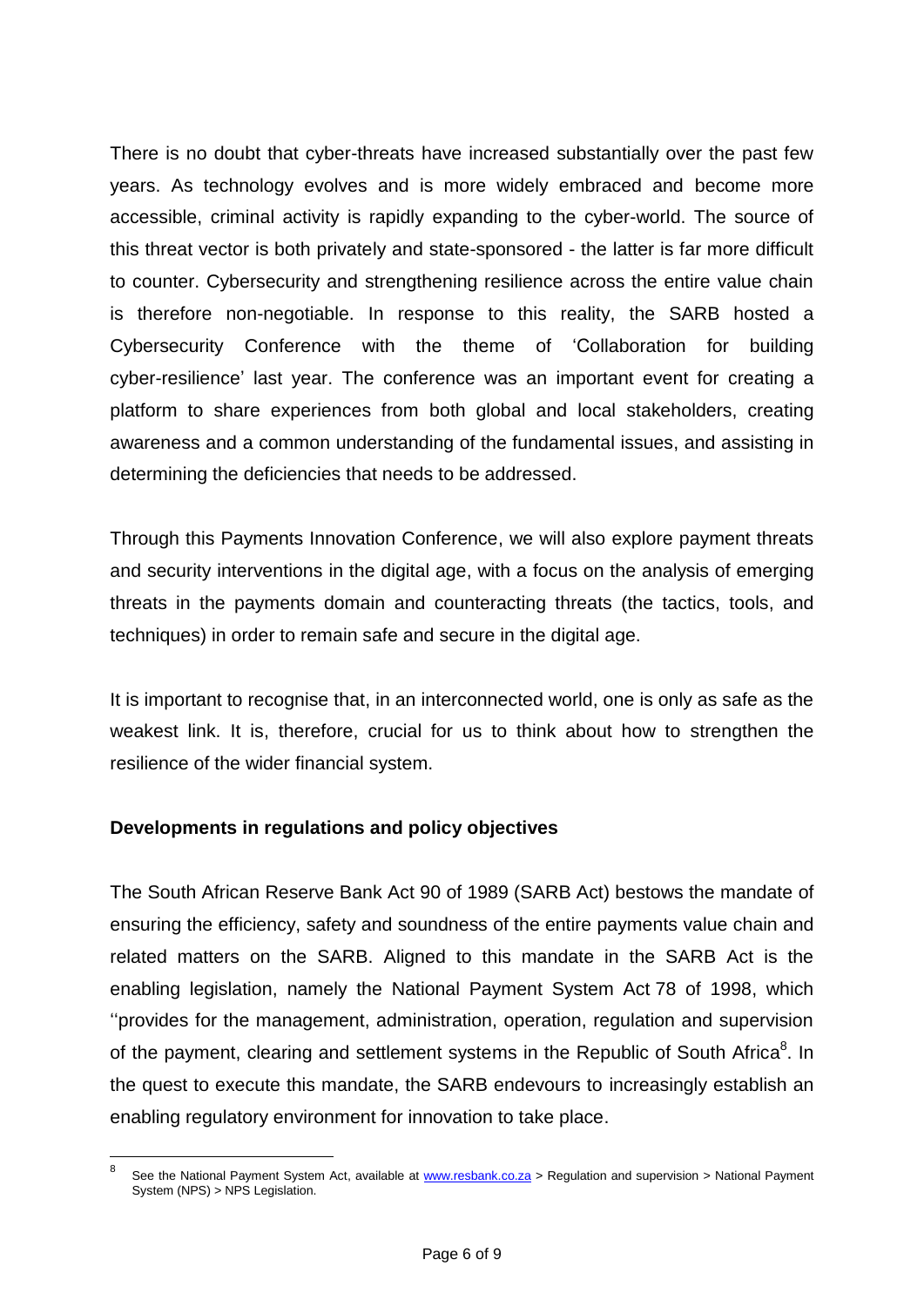There is no doubt that cyber-threats have increased substantially over the past few years. As technology evolves and is more widely embraced and become more accessible, criminal activity is rapidly expanding to the cyber-world. The source of this threat vector is both privately and state-sponsored - the latter is far more difficult to counter. Cybersecurity and strengthening resilience across the entire value chain is therefore non-negotiable. In response to this reality, the SARB hosted a Cybersecurity Conference with the theme of 'Collaboration for building cyber-resilience' last year. The conference was an important event for creating a platform to share experiences from both global and local stakeholders, creating awareness and a common understanding of the fundamental issues, and assisting in determining the deficiencies that needs to be addressed.

Through this Payments Innovation Conference, we will also explore payment threats and security interventions in the digital age, with a focus on the analysis of emerging threats in the payments domain and counteracting threats (the tactics, tools, and techniques) in order to remain safe and secure in the digital age.

It is important to recognise that, in an interconnected world, one is only as safe as the weakest link. It is, therefore, crucial for us to think about how to strengthen the resilience of the wider financial system.

**Developments in regulations and policy objectives**

The South African Reserve Bank Act 90 of 1989 (SARB Act) bestows the mandate of ensuring the efficiency, safety and soundness of the entire payments value chain and related matters on the SARB. Aligned to this mandate in the SARB Act is the enabling legislation, namely the National Payment System Act 78 of 1998, which ''provides for the management, administration, operation, regulation and supervision of the payment, clearing and settlement systems in the Republic of South Africa[8]. In the quest to execute this mandate, the SARB endevours to increasingly establish an enabling regulatory environment for innovation to take place.

---

[8] See the National Payment System Act, available at www.resbank.co.za > Regulation and supervision > National Payment System (NPS) > NPS Legislation.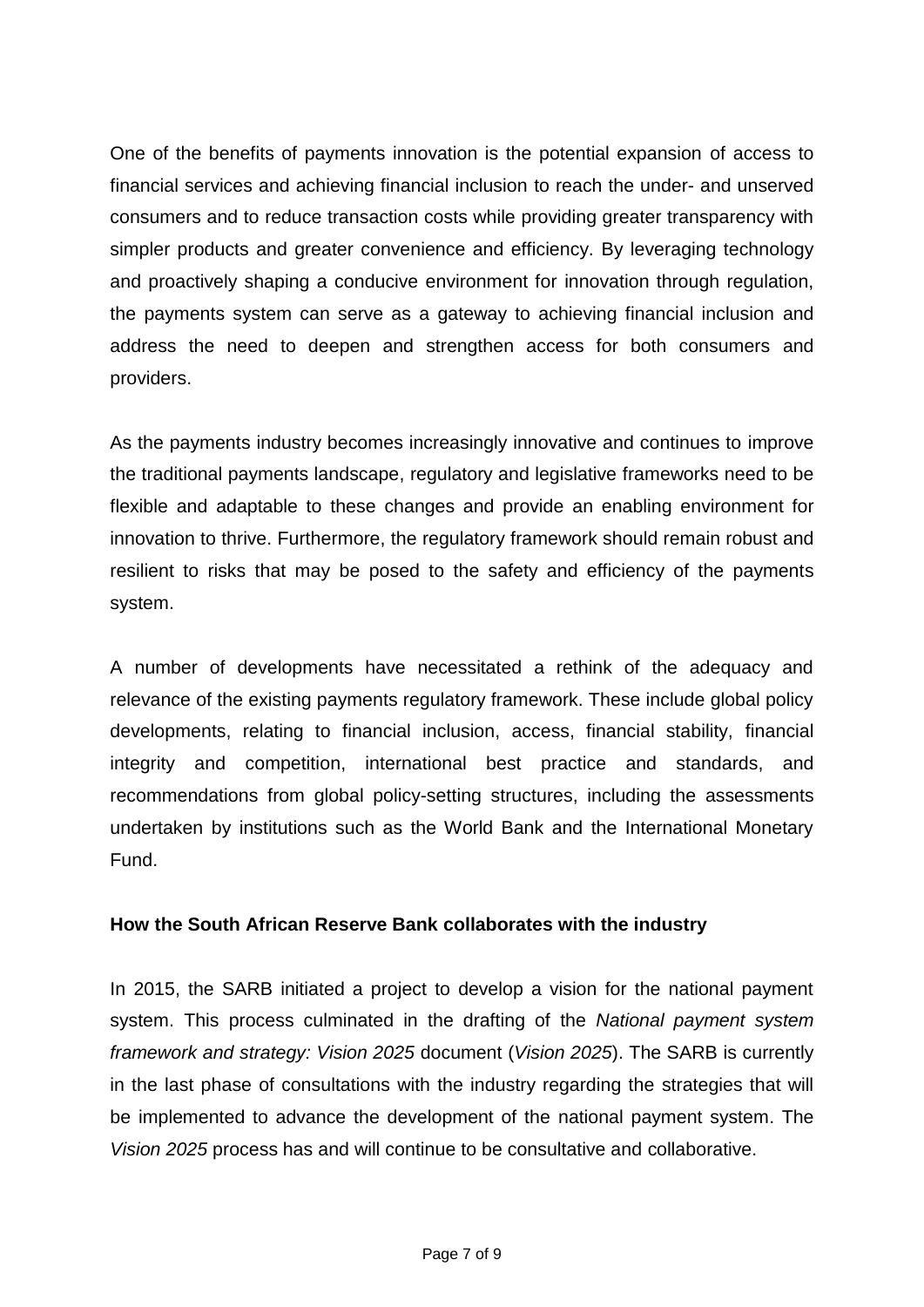One of the benefits of payments innovation is the potential expansion of access to financial services and achieving financial inclusion to reach the under- and unserved consumers and to reduce transaction costs while providing greater transparency with simpler products and greater convenience and efficiency. By leveraging technology and proactively shaping a conducive environment for innovation through regulation, the payments system can serve as a gateway to achieving financial inclusion and address the need to deepen and strengthen access for both consumers and providers.

As the payments industry becomes increasingly innovative and continues to improve the traditional payments landscape, regulatory and legislative frameworks need to be flexible and adaptable to these changes and provide an enabling environment for innovation to thrive. Furthermore, the regulatory framework should remain robust and resilient to risks that may be posed to the safety and efficiency of the payments system.

A number of developments have necessitated a rethink of the adequacy and relevance of the existing payments regulatory framework. These include global policy developments, relating to financial inclusion, access, financial stability, financial integrity and competition, international best practice and standards, and recommendations from global policy-setting structures, including the assessments undertaken by institutions such as the World Bank and the International Monetary Fund.

**How the South African Reserve Bank collaborates with the industry**

In 2015, the SARB initiated a project to develop a vision for the national payment system. This process culminated in the drafting of the *National payment system framework and strategy: Vision 2025* document (*Vision 2025*). The SARB is currently in the last phase of consultations with the industry regarding the strategies that will be implemented to advance the development of the national payment system. The *Vision 2025* process has and will continue to be consultative and collaborative.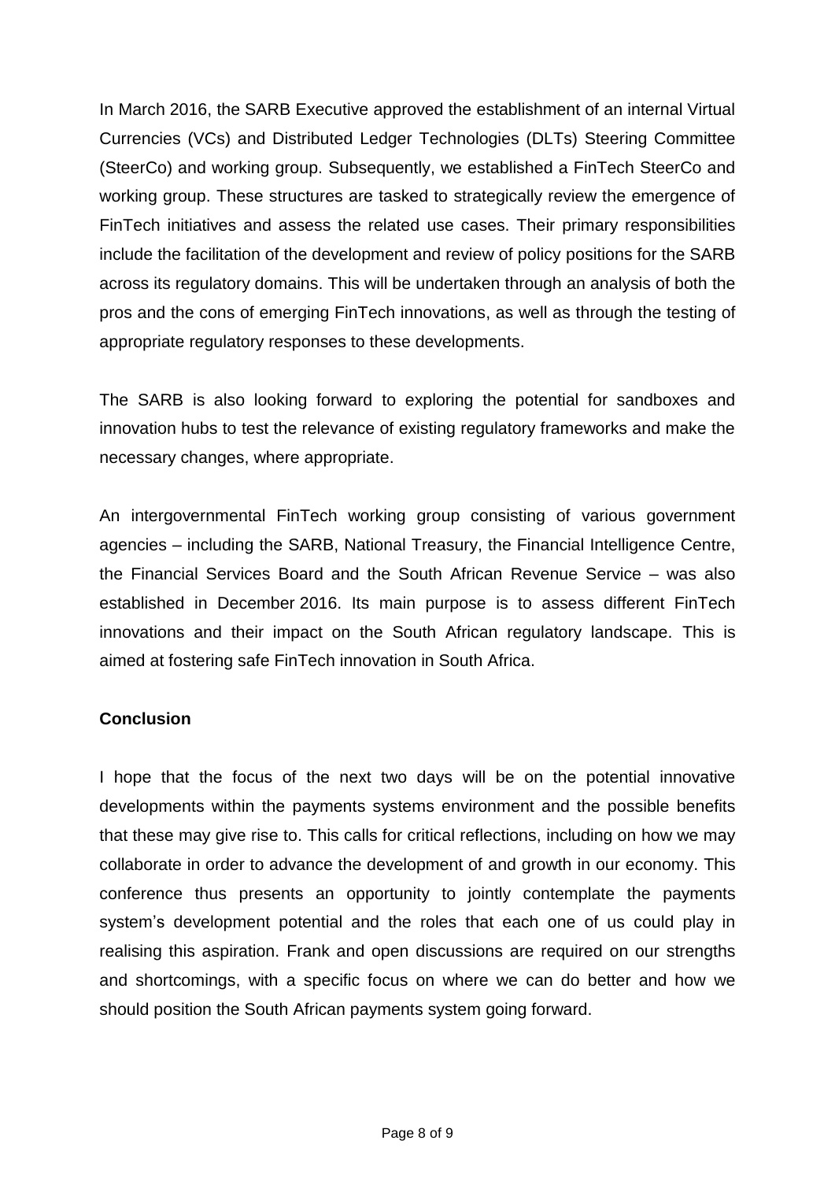In March 2016, the SARB Executive approved the establishment of an internal Virtual Currencies (VCs) and Distributed Ledger Technologies (DLTs) Steering Committee (SteerCo) and working group. Subsequently, we established a FinTech SteerCo and working group. These structures are tasked to strategically review the emergence of FinTech initiatives and assess the related use cases. Their primary responsibilities include the facilitation of the development and review of policy positions for the SARB across its regulatory domains. This will be undertaken through an analysis of both the pros and the cons of emerging FinTech innovations, as well as through the testing of appropriate regulatory responses to these developments.

The SARB is also looking forward to exploring the potential for sandboxes and innovation hubs to test the relevance of existing regulatory frameworks and make the necessary changes, where appropriate.

An intergovernmental FinTech working group consisting of various government agencies – including the SARB, National Treasury, the Financial Intelligence Centre, the Financial Services Board and the South African Revenue Service – was also established in December 2016. Its main purpose is to assess different FinTech innovations and their impact on the South African regulatory landscape. This is aimed at fostering safe FinTech innovation in South Africa.

**Conclusion**

I hope that the focus of the next two days will be on the potential innovative developments within the payments systems environment and the possible benefits that these may give rise to. This calls for critical reflections, including on how we may collaborate in order to advance the development of and growth in our economy. This conference thus presents an opportunity to jointly contemplate the payments system's development potential and the roles that each one of us could play in realising this aspiration. Frank and open discussions are required on our strengths and shortcomings, with a specific focus on where we can do better and how we should position the South African payments system going forward.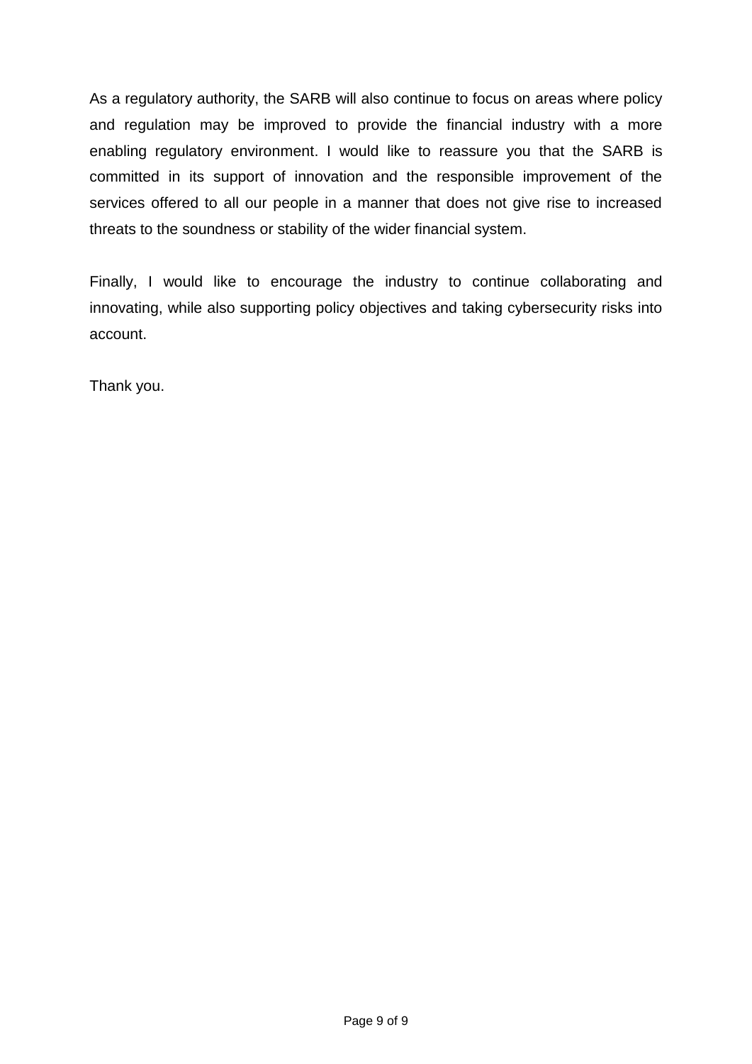As a regulatory authority, the SARB will also continue to focus on areas where policy and regulation may be improved to provide the financial industry with a more enabling regulatory environment. I would like to reassure you that the SARB is committed in its support of innovation and the responsible improvement of the services offered to all our people in a manner that does not give rise to increased threats to the soundness or stability of the wider financial system.

Finally, I would like to encourage the industry to continue collaborating and innovating, while also supporting policy objectives and taking cybersecurity risks into account.

Thank you.